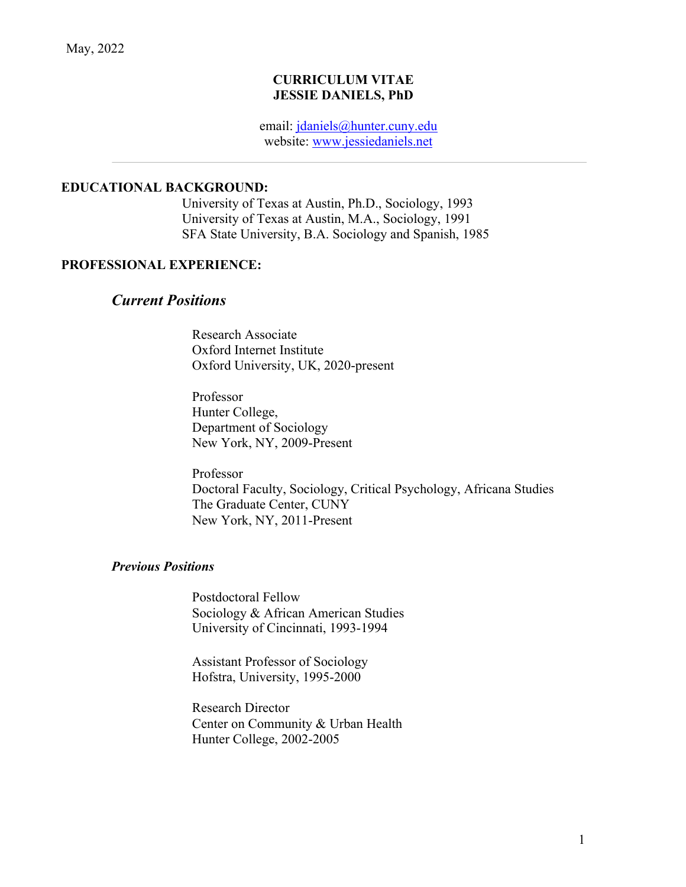May, 2022

# CURRICULUM VITAE
# JESSIE DANIELS, PhD

email: [jdaniels@hunter.cuny.edu](mailto:jdaniels@hunter.cuny.edu)
website: [www.jessiedaniels.net](http://www.jessiedaniels.net)

---

## EDUCATIONAL BACKGROUND:

University of Texas at Austin, Ph.D., Sociology, 1993
University of Texas at Austin, M.A., Sociology, 1991
SFA State University, B.A. Sociology and Spanish, 1985

## PROFESSIONAL EXPERIENCE:

### *Current Positions*

Research Associate
Oxford Internet Institute
Oxford University, UK, 2020-present

Professor
Hunter College,
Department of Sociology
New York, NY, 2009-Present

Professor
Doctoral Faculty, Sociology, Critical Psychology, Africana Studies
The Graduate Center, CUNY
New York, NY, 2011-Present

### *Previous Positions*

Postdoctoral Fellow
Sociology & African American Studies
University of Cincinnati, 1993-1994

Assistant Professor of Sociology
Hofstra, University, 1995-2000

Research Director
Center on Community & Urban Health
Hunter College, 2002-2005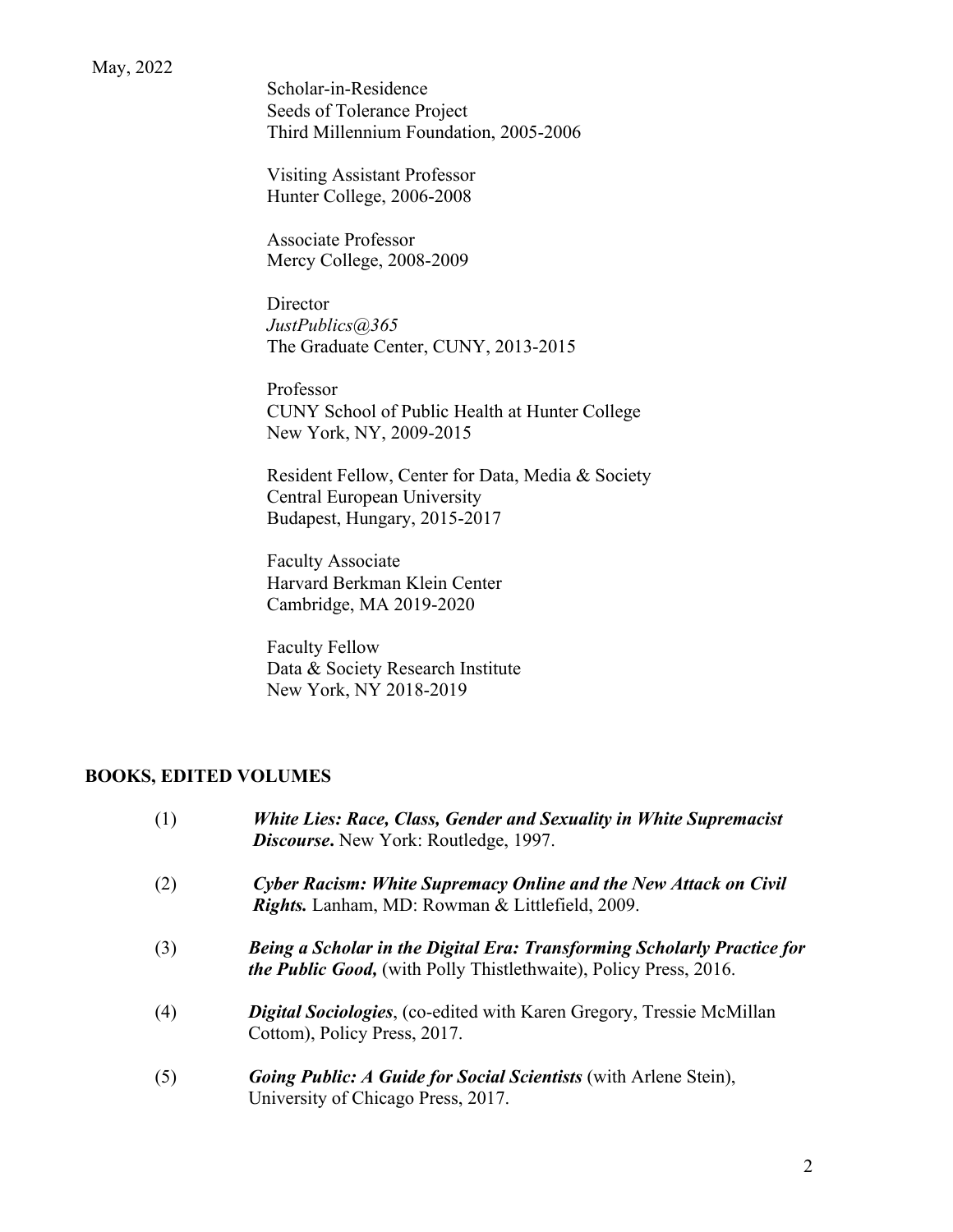Scholar-in-Residence
Seeds of Tolerance Project
Third Millennium Foundation, 2005-2006

Visiting Assistant Professor
Hunter College, 2006-2008

Associate Professor
Mercy College, 2008-2009

Director
*JustPublics@365*
The Graduate Center, CUNY, 2013-2015

Professor
CUNY School of Public Health at Hunter College
New York, NY, 2009-2015

Resident Fellow, Center for Data, Media & Society
Central European University
Budapest, Hungary, 2015-2017

Faculty Associate
Harvard Berkman Klein Center
Cambridge, MA 2019-2020

Faculty Fellow
Data & Society Research Institute
New York, NY 2018-2019

## BOOKS, EDITED VOLUMES

(1) ***White Lies: Race, Class, Gender and Sexuality in White Supremacist Discourse*.** New York: Routledge, 1997.

(2) ***Cyber Racism: White Supremacy Online and the New Attack on Civil Rights.*** Lanham, MD: Rowman & Littlefield, 2009.

(3) ***Being a Scholar in the Digital Era: Transforming Scholarly Practice for the Public Good,*** (with Polly Thistlethwaite), Policy Press, 2016.

(4) ***Digital Sociologies***, (co-edited with Karen Gregory, Tressie McMillan Cottom), Policy Press, 2017.

(5) ***Going Public: A Guide for Social Scientists*** (with Arlene Stein), University of Chicago Press, 2017.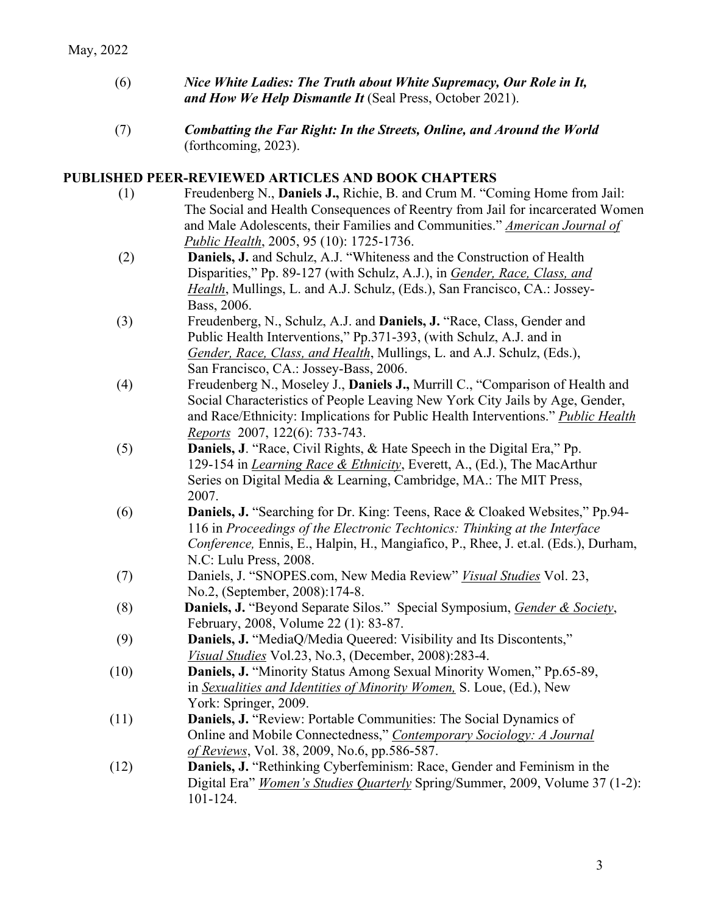May, 2022

(6) ***Nice White Ladies: The Truth about White Supremacy, Our Role in It, and How We Help Dismantle It*** (Seal Press, October 2021).

(7) ***Combatting the Far Right: In the Streets, Online, and Around the World*** (forthcoming, 2023).

## PUBLISHED PEER-REVIEWED ARTICLES AND BOOK CHAPTERS

(1) Freudenberg N., **Daniels J.,** Richie, B. and Crum M. "Coming Home from Jail: The Social and Health Consequences of Reentry from Jail for incarcerated Women and Male Adolescents, their Families and Communities." *American Journal of Public Health*, 2005, 95 (10): 1725-1736.

(2) **Daniels, J.** and Schulz, A.J. "Whiteness and the Construction of Health Disparities," Pp. 89-127 (with Schulz, A.J.), in *Gender, Race, Class, and Health*, Mullings, L. and A.J. Schulz, (Eds.), San Francisco, CA.: Jossey-Bass, 2006.

(3) Freudenberg, N., Schulz, A.J. and **Daniels, J.** "Race, Class, Gender and Public Health Interventions," Pp.371-393, (with Schulz, A.J. and in *Gender, Race, Class, and Health*, Mullings, L. and A.J. Schulz, (Eds.), San Francisco, CA.: Jossey-Bass, 2006.

(4) Freudenberg N., Moseley J., **Daniels J.,** Murrill C., "Comparison of Health and Social Characteristics of People Leaving New York City Jails by Age, Gender, and Race/Ethnicity: Implications for Public Health Interventions." *Public Health Reports* 2007, 122(6): 733-743.

(5) **Daniels, J**. "Race, Civil Rights, & Hate Speech in the Digital Era," Pp. 129-154 in *Learning Race & Ethnicity*, Everett, A., (Ed.), The MacArthur Series on Digital Media & Learning, Cambridge, MA.: The MIT Press, 2007.

(6) **Daniels, J.** "Searching for Dr. King: Teens, Race & Cloaked Websites," Pp.94-116 in *Proceedings of the Electronic Techtonics: Thinking at the Interface Conference,* Ennis, E., Halpin, H., Mangiafico, P., Rhee, J. et.al. (Eds.), Durham, N.C: Lulu Press, 2008.

(7) Daniels, J. "SNOPES.com, New Media Review" *Visual Studies* Vol. 23, No.2, (September, 2008):174-8.

(8) **Daniels, J.** "Beyond Separate Silos." Special Symposium, *Gender & Society*, February, 2008, Volume 22 (1): 83-87.

(9) **Daniels, J.** "MediaQ/Media Queered: Visibility and Its Discontents," *Visual Studies* Vol.23, No.3, (December, 2008):283-4.

(10) **Daniels, J.** "Minority Status Among Sexual Minority Women," Pp.65-89, in *Sexualities and Identities of Minority Women,* S. Loue, (Ed.), New York: Springer, 2009.

(11) **Daniels, J.** "Review: Portable Communities: The Social Dynamics of Online and Mobile Connectedness," *Contemporary Sociology: A Journal of Reviews*, Vol. 38, 2009, No.6, pp.586-587.

(12) **Daniels, J.** "Rethinking Cyberfeminism: Race, Gender and Feminism in the Digital Era" *Women's Studies Quarterly* Spring/Summer, 2009, Volume 37 (1-2): 101-124.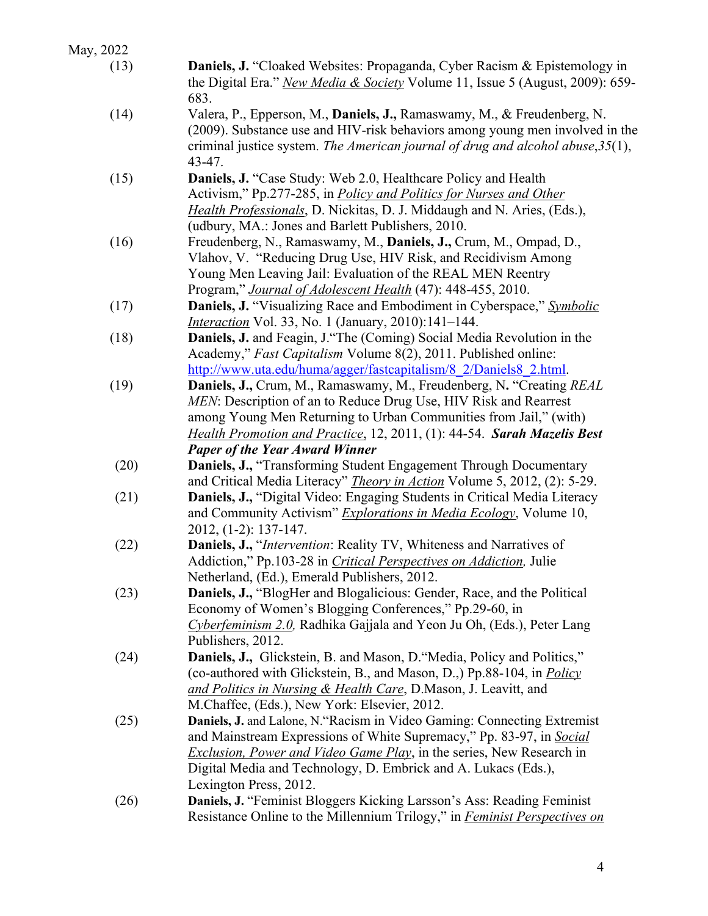(13) **Daniels, J.** "Cloaked Websites: Propaganda, Cyber Racism & Epistemology in the Digital Era." *New Media & Society* Volume 11, Issue 5 (August, 2009): 659-683.

(14) Valera, P., Epperson, M., **Daniels, J.,** Ramaswamy, M., & Freudenberg, N. (2009). Substance use and HIV-risk behaviors among young men involved in the criminal justice system. *The American journal of drug and alcohol abuse*, *35*(1), 43-47.

(15) **Daniels, J.** "Case Study: Web 2.0, Healthcare Policy and Health Activism," Pp.277-285, in *Policy and Politics for Nurses and Other Health Professionals*, D. Nickitas, D. J. Middaugh and N. Aries, (Eds.), (udbury, MA.: Jones and Barlett Publishers, 2010.

(16) Freudenberg, N., Ramaswamy, M., **Daniels, J.,** Crum, M., Ompad, D., Vlahov, V. "Reducing Drug Use, HIV Risk, and Recidivism Among Young Men Leaving Jail: Evaluation of the REAL MEN Reentry Program," *Journal of Adolescent Health* (47): 448-455, 2010.

(17) **Daniels, J.** "Visualizing Race and Embodiment in Cyberspace," *Symbolic Interaction* Vol. 33, No. 1 (January, 2010):141–144.

(18) **Daniels, J.** and Feagin, J."The (Coming) Social Media Revolution in the Academy," *Fast Capitalism* Volume 8(2), 2011. Published online: http://www.uta.edu/huma/agger/fastcapitalism/8_2/Daniels8_2.html.

(19) **Daniels, J.,** Crum, M., Ramaswamy, M., Freudenberg, N**.** "Creating *REAL MEN*: Description of an to Reduce Drug Use, HIV Risk and Rearrest among Young Men Returning to Urban Communities from Jail," (with) *Health Promotion and Practice*, 12, 2011, (1): 44-54. ***Sarah Mazelis Best Paper of the Year Award Winner***

(20) **Daniels, J.,** "Transforming Student Engagement Through Documentary and Critical Media Literacy" *Theory in Action* Volume 5, 2012, (2): 5-29.

(21) **Daniels, J.,** "Digital Video: Engaging Students in Critical Media Literacy and Community Activism" *Explorations in Media Ecology*, Volume 10, 2012, (1-2): 137-147.

(22) **Daniels, J.,** "*Intervention*: Reality TV, Whiteness and Narratives of Addiction," Pp.103-28 in *Critical Perspectives on Addiction,* Julie Netherland, (Ed.), Emerald Publishers, 2012.

(23) **Daniels, J.,** "BlogHer and Blogalicious: Gender, Race, and the Political Economy of Women's Blogging Conferences," Pp.29-60, in *Cyberfeminism 2.0,* Radhika Gajjala and Yeon Ju Oh, (Eds.), Peter Lang Publishers, 2012.

(24) **Daniels, J.,** Glickstein, B. and Mason, D."Media, Policy and Politics," (co-authored with Glickstein, B., and Mason, D.,) Pp.88-104, in *Policy and Politics in Nursing & Health Care*, D.Mason, J. Leavitt, and M.Chaffee, (Eds.), New York: Elsevier, 2012.

(25) **Daniels, J.** and Lalone, N."Racism in Video Gaming: Connecting Extremist and Mainstream Expressions of White Supremacy," Pp. 83-97, in *Social Exclusion, Power and Video Game Play*, in the series, New Research in Digital Media and Technology, D. Embrick and A. Lukacs (Eds.), Lexington Press, 2012.

(26) **Daniels, J.** "Feminist Bloggers Kicking Larsson's Ass: Reading Feminist Resistance Online to the Millennium Trilogy," in *Feminist Perspectives on*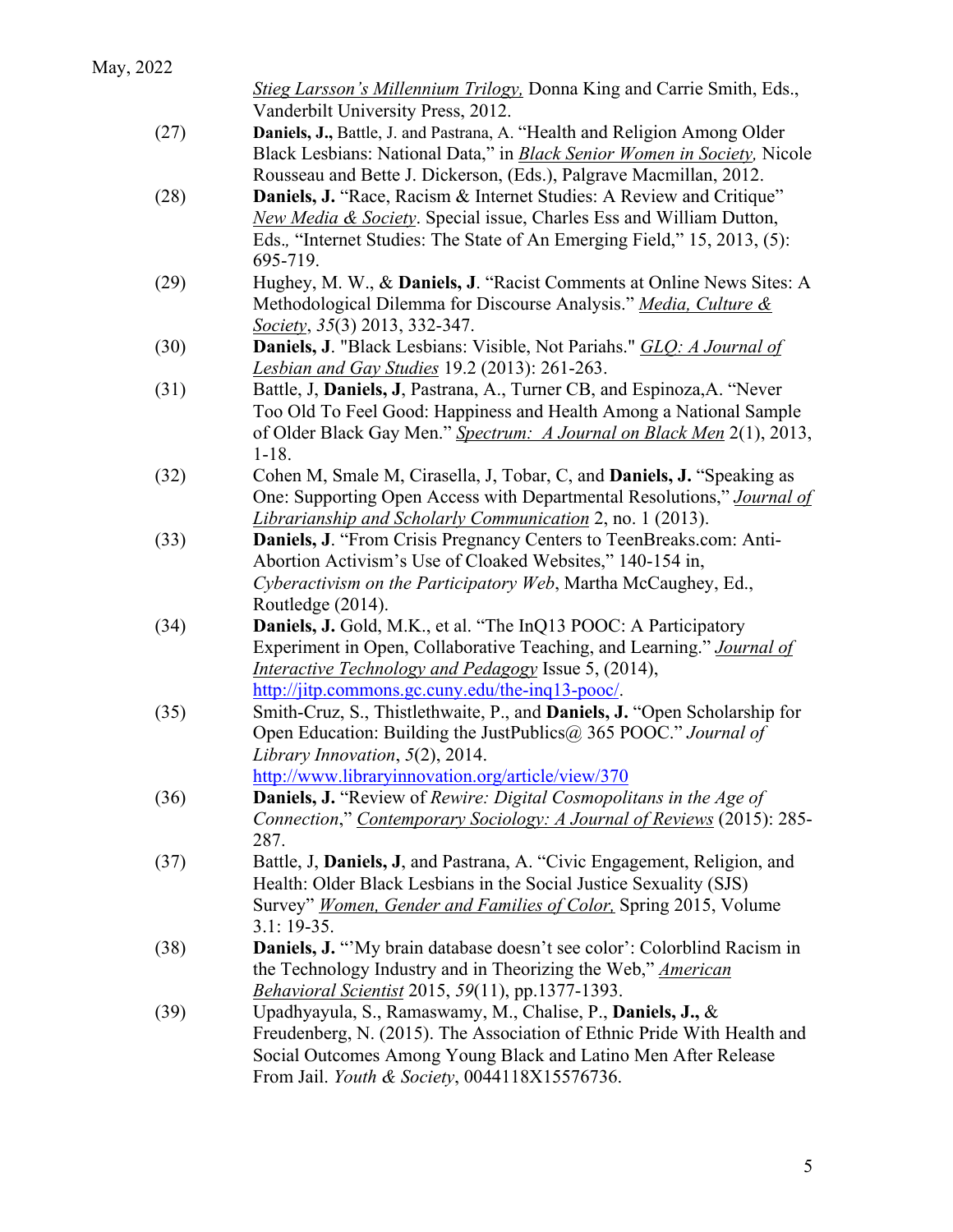*Stieg Larsson's Millennium Trilogy,* Donna King and Carrie Smith, Eds., Vanderbilt University Press, 2012.

(27) **Daniels, J.,** Battle, J. and Pastrana, A. "Health and Religion Among Older Black Lesbians: National Data," in *Black Senior Women in Society,* Nicole Rousseau and Bette J. Dickerson, (Eds.), Palgrave Macmillan, 2012.

(28) **Daniels, J.** "Race, Racism & Internet Studies: A Review and Critique" *New Media & Society*. Special issue, Charles Ess and William Dutton, Eds., "Internet Studies: The State of An Emerging Field," 15, 2013, (5): 695-719.

(29) Hughey, M. W., & **Daniels, J**. "Racist Comments at Online News Sites: A Methodological Dilemma for Discourse Analysis." *Media, Culture & Society*, *35*(3) 2013, 332-347.

(30) **Daniels, J**. "Black Lesbians: Visible, Not Pariahs." *GLQ: A Journal of Lesbian and Gay Studies* 19.2 (2013): 261-263.

(31) Battle, J, **Daniels, J**, Pastrana, A., Turner CB, and Espinoza,A. "Never Too Old To Feel Good: Happiness and Health Among a National Sample of Older Black Gay Men." *Spectrum: A Journal on Black Men* 2(1), 2013, 1-18.

(32) Cohen M, Smale M, Cirasella, J, Tobar, C, and **Daniels, J.** "Speaking as One: Supporting Open Access with Departmental Resolutions," *Journal of Librarianship and Scholarly Communication* 2, no. 1 (2013).

(33) **Daniels, J**. "From Crisis Pregnancy Centers to TeenBreaks.com: Anti-Abortion Activism's Use of Cloaked Websites," 140-154 in, *Cyberactivism on the Participatory Web*, Martha McCaughey, Ed., Routledge (2014).

(34) **Daniels, J.** Gold, M.K., et al. "The InQ13 POOC: A Participatory Experiment in Open, Collaborative Teaching, and Learning." *Journal of Interactive Technology and Pedagogy* Issue 5, (2014), http://jitp.commons.gc.cuny.edu/the-inq13-pooc/.

(35) Smith-Cruz, S., Thistlethwaite, P., and **Daniels, J.** "Open Scholarship for Open Education: Building the JustPublics@ 365 POOC." *Journal of Library Innovation*, *5*(2), 2014. http://www.libraryinnovation.org/article/view/370

(36) **Daniels, J.** "Review of *Rewire: Digital Cosmopolitans in the Age of Connection*," *Contemporary Sociology: A Journal of Reviews* (2015): 285-287.

(37) Battle, J, **Daniels, J**, and Pastrana, A. "Civic Engagement, Religion, and Health: Older Black Lesbians in the Social Justice Sexuality (SJS) Survey" *Women, Gender and Families of Color,* Spring 2015, Volume 3.1: 19-35.

(38) **Daniels, J.** "'My brain database doesn't see color': Colorblind Racism in the Technology Industry and in Theorizing the Web," *American Behavioral Scientist* 2015, *59*(11), pp.1377-1393.

(39) Upadhyayula, S., Ramaswamy, M., Chalise, P., **Daniels, J.,** & Freudenberg, N. (2015). The Association of Ethnic Pride With Health and Social Outcomes Among Young Black and Latino Men After Release From Jail. *Youth & Society*, 0044118X15576736.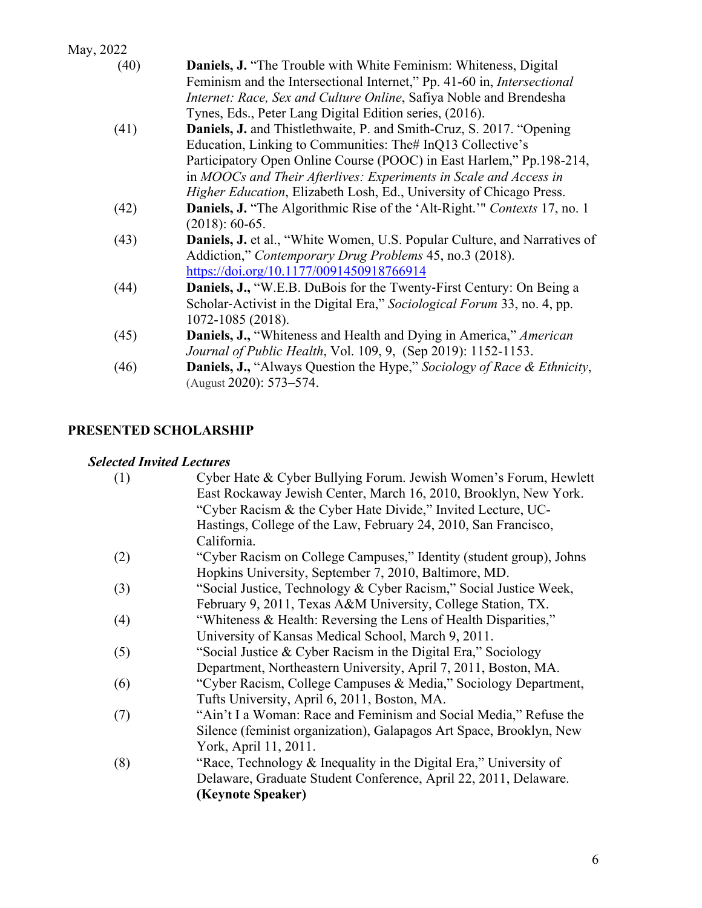(40) **Daniels, J.** "The Trouble with White Feminism: Whiteness, Digital Feminism and the Intersectional Internet," Pp. 41-60 in, *Intersectional Internet: Race, Sex and Culture Online*, Safiya Noble and Brendesha Tynes, Eds., Peter Lang Digital Edition series, (2016).

(41) **Daniels, J.** and Thistlethwaite, P. and Smith-Cruz, S. 2017. "Opening Education, Linking to Communities: The# InQ13 Collective's Participatory Open Online Course (POOC) in East Harlem," Pp.198-214, in *MOOCs and Their Afterlives: Experiments in Scale and Access in Higher Education*, Elizabeth Losh, Ed., University of Chicago Press.

(42) **Daniels, J.** "The Algorithmic Rise of the 'Alt-Right.'" *Contexts* 17, no. 1 (2018): 60-65.

(43) **Daniels, J.** et al., "White Women, U.S. Popular Culture, and Narratives of Addiction," *Contemporary Drug Problems* 45, no.3 (2018). https://doi.org/10.1177/0091450918766914

(44) **Daniels, J.,** "W.E.B. DuBois for the Twenty-First Century: On Being a Scholar-Activist in the Digital Era," *Sociological Forum* 33, no. 4, pp. 1072-1085 (2018).

(45) **Daniels, J.,** "Whiteness and Health and Dying in America," *American Journal of Public Health*, Vol. 109, 9, (Sep 2019): 1152-1153.

(46) **Daniels, J.,** "Always Question the Hype," *Sociology of Race & Ethnicity*, (August 2020): 573–574.

## PRESENTED SCHOLARSHIP

### *Selected Invited Lectures*

(1) Cyber Hate & Cyber Bullying Forum. Jewish Women's Forum, Hewlett East Rockaway Jewish Center, March 16, 2010, Brooklyn, New York. "Cyber Racism & the Cyber Hate Divide," Invited Lecture, UC-Hastings, College of the Law, February 24, 2010, San Francisco, California.

(2) "Cyber Racism on College Campuses," Identity (student group), Johns Hopkins University, September 7, 2010, Baltimore, MD.

(3) "Social Justice, Technology & Cyber Racism," Social Justice Week, February 9, 2011, Texas A&M University, College Station, TX.

(4) "Whiteness & Health: Reversing the Lens of Health Disparities," University of Kansas Medical School, March 9, 2011.

(5) "Social Justice & Cyber Racism in the Digital Era," Sociology Department, Northeastern University, April 7, 2011, Boston, MA.

(6) "Cyber Racism, College Campuses & Media," Sociology Department, Tufts University, April 6, 2011, Boston, MA.

(7) "Ain't I a Woman: Race and Feminism and Social Media," Refuse the Silence (feminist organization), Galapagos Art Space, Brooklyn, New York, April 11, 2011.

(8) "Race, Technology & Inequality in the Digital Era," University of Delaware, Graduate Student Conference, April 22, 2011, Delaware. **(Keynote Speaker)**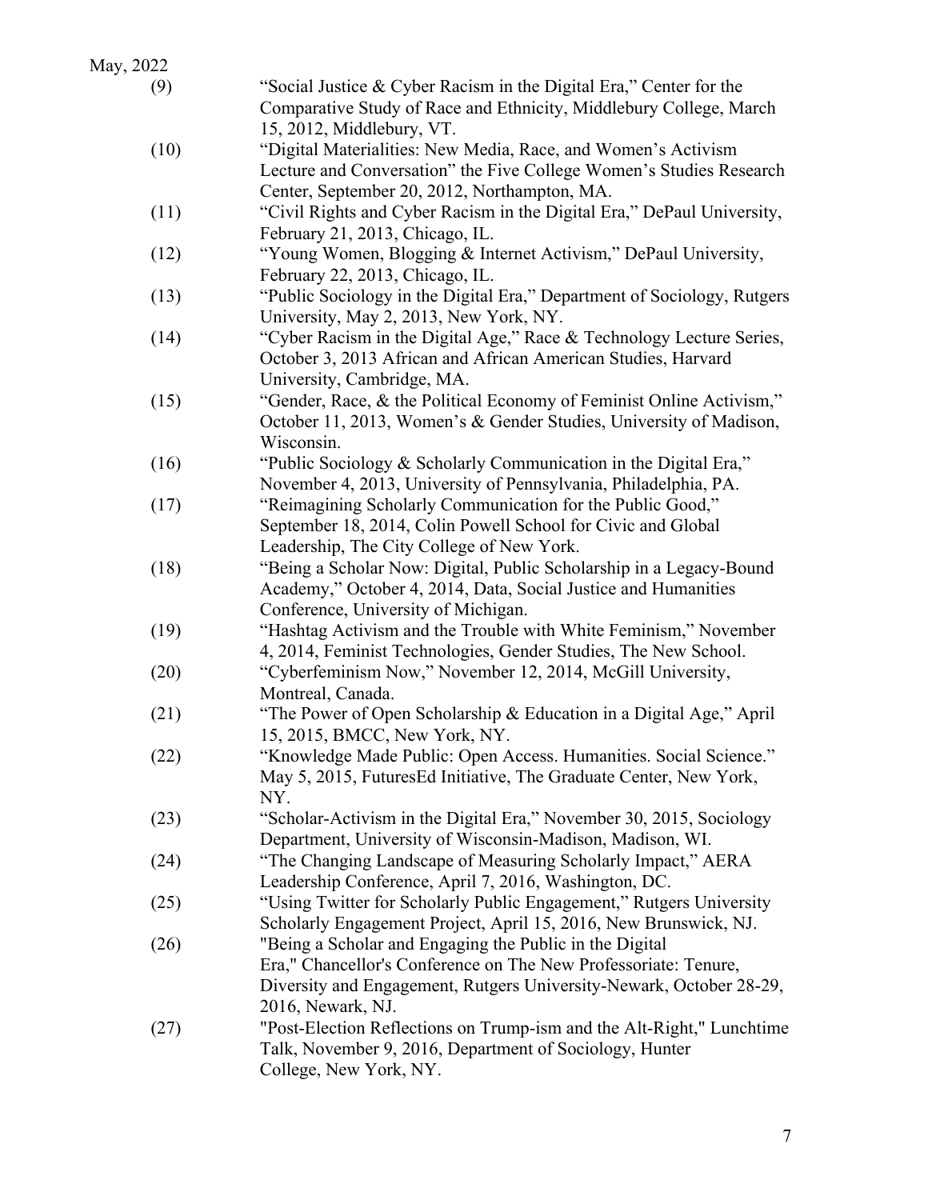(9) "Social Justice & Cyber Racism in the Digital Era," Center for the Comparative Study of Race and Ethnicity, Middlebury College, March 15, 2012, Middlebury, VT.

(10) "Digital Materialities: New Media, Race, and Women's Activism Lecture and Conversation" the Five College Women's Studies Research Center, September 20, 2012, Northampton, MA.

(11) "Civil Rights and Cyber Racism in the Digital Era," DePaul University, February 21, 2013, Chicago, IL.

(12) "Young Women, Blogging & Internet Activism," DePaul University, February 22, 2013, Chicago, IL.

(13) "Public Sociology in the Digital Era," Department of Sociology, Rutgers University, May 2, 2013, New York, NY.

(14) "Cyber Racism in the Digital Age," Race & Technology Lecture Series, October 3, 2013 African and African American Studies, Harvard University, Cambridge, MA.

(15) "Gender, Race, & the Political Economy of Feminist Online Activism," October 11, 2013, Women's & Gender Studies, University of Madison, Wisconsin.

(16) "Public Sociology & Scholarly Communication in the Digital Era," November 4, 2013, University of Pennsylvania, Philadelphia, PA.

(17) "Reimagining Scholarly Communication for the Public Good," September 18, 2014, Colin Powell School for Civic and Global Leadership, The City College of New York.

(18) "Being a Scholar Now: Digital, Public Scholarship in a Legacy-Bound Academy," October 4, 2014, Data, Social Justice and Humanities Conference, University of Michigan.

(19) "Hashtag Activism and the Trouble with White Feminism," November 4, 2014, Feminist Technologies, Gender Studies, The New School.

(20) "Cyberfeminism Now," November 12, 2014, McGill University, Montreal, Canada.

(21) "The Power of Open Scholarship & Education in a Digital Age," April 15, 2015, BMCC, New York, NY.

(22) "Knowledge Made Public: Open Access. Humanities. Social Science." May 5, 2015, FuturesEd Initiative, The Graduate Center, New York, NY.

(23) "Scholar-Activism in the Digital Era," November 30, 2015, Sociology Department, University of Wisconsin-Madison, Madison, WI.

(24) "The Changing Landscape of Measuring Scholarly Impact," AERA Leadership Conference, April 7, 2016, Washington, DC.

(25) "Using Twitter for Scholarly Public Engagement," Rutgers University Scholarly Engagement Project, April 15, 2016, New Brunswick, NJ.

(26) "Being a Scholar and Engaging the Public in the Digital Era," Chancellor's Conference on The New Professoriate: Tenure, Diversity and Engagement, Rutgers University-Newark, October 28-29, 2016, Newark, NJ.

(27) "Post-Election Reflections on Trump-ism and the Alt-Right," Lunchtime Talk, November 9, 2016, Department of Sociology, Hunter College, New York, NY.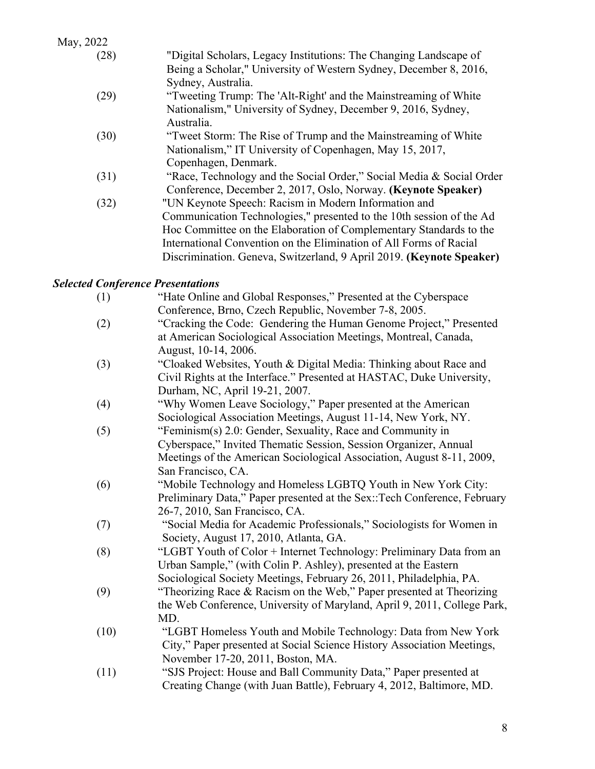May, 2022

(28) "Digital Scholars, Legacy Institutions: The Changing Landscape of Being a Scholar," University of Western Sydney, December 8, 2016, Sydney, Australia.

(29) "Tweeting Trump: The 'Alt-Right' and the Mainstreaming of White Nationalism," University of Sydney, December 9, 2016, Sydney, Australia.

(30) "Tweet Storm: The Rise of Trump and the Mainstreaming of White Nationalism," IT University of Copenhagen, May 15, 2017, Copenhagen, Denmark.

(31) "Race, Technology and the Social Order," Social Media & Social Order Conference, December 2, 2017, Oslo, Norway. **(Keynote Speaker)**

(32) "UN Keynote Speech: Racism in Modern Information and Communication Technologies," presented to the 10th session of the Ad Hoc Committee on the Elaboration of Complementary Standards to the International Convention on the Elimination of All Forms of Racial Discrimination. Geneva, Switzerland, 9 April 2019. **(Keynote Speaker)**

### ***Selected Conference Presentations***

(1) "Hate Online and Global Responses," Presented at the Cyberspace Conference, Brno, Czech Republic, November 7-8, 2005.

(2) "Cracking the Code: Gendering the Human Genome Project," Presented at American Sociological Association Meetings, Montreal, Canada, August, 10-14, 2006.

(3) "Cloaked Websites, Youth & Digital Media: Thinking about Race and Civil Rights at the Interface." Presented at HASTAC, Duke University, Durham, NC, April 19-21, 2007.

(4) "Why Women Leave Sociology," Paper presented at the American Sociological Association Meetings, August 11-14, New York, NY.

(5) "Feminism(s) 2.0: Gender, Sexuality, Race and Community in Cyberspace," Invited Thematic Session, Session Organizer, Annual Meetings of the American Sociological Association, August 8-11, 2009, San Francisco, CA.

(6) "Mobile Technology and Homeless LGBTQ Youth in New York City: Preliminary Data," Paper presented at the Sex::Tech Conference, February 26-7, 2010, San Francisco, CA.

(7) "Social Media for Academic Professionals," Sociologists for Women in Society, August 17, 2010, Atlanta, GA.

(8) "LGBT Youth of Color + Internet Technology: Preliminary Data from an Urban Sample," (with Colin P. Ashley), presented at the Eastern Sociological Society Meetings, February 26, 2011, Philadelphia, PA.

(9) "Theorizing Race & Racism on the Web," Paper presented at Theorizing the Web Conference, University of Maryland, April 9, 2011, College Park, MD.

(10) "LGBT Homeless Youth and Mobile Technology: Data from New York City," Paper presented at Social Science History Association Meetings, November 17-20, 2011, Boston, MA.

(11) "SJS Project: House and Ball Community Data," Paper presented at Creating Change (with Juan Battle), February 4, 2012, Baltimore, MD.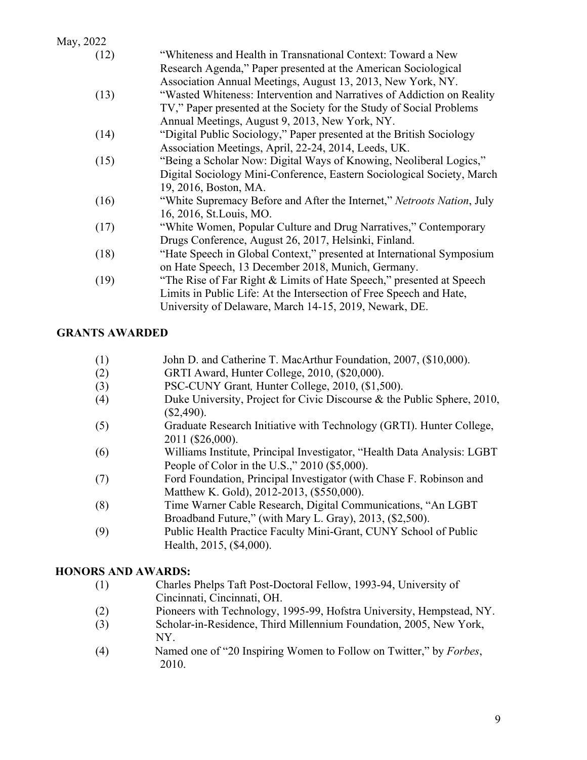(12) "Whiteness and Health in Transnational Context: Toward a New Research Agenda," Paper presented at the American Sociological Association Annual Meetings, August 13, 2013, New York, NY.

(13) "Wasted Whiteness: Intervention and Narratives of Addiction on Reality TV," Paper presented at the Society for the Study of Social Problems Annual Meetings, August 9, 2013, New York, NY.

(14) "Digital Public Sociology," Paper presented at the British Sociology Association Meetings, April, 22-24, 2014, Leeds, UK.

(15) "Being a Scholar Now: Digital Ways of Knowing, Neoliberal Logics," Digital Sociology Mini-Conference, Eastern Sociological Society, March 19, 2016, Boston, MA.

(16) "White Supremacy Before and After the Internet," *Netroots Nation*, July 16, 2016, St.Louis, MO.

(17) "White Women, Popular Culture and Drug Narratives," Contemporary Drugs Conference, August 26, 2017, Helsinki, Finland.

(18) "Hate Speech in Global Context," presented at International Symposium on Hate Speech, 13 December 2018, Munich, Germany.

(19) "The Rise of Far Right & Limits of Hate Speech," presented at Speech Limits in Public Life: At the Intersection of Free Speech and Hate, University of Delaware, March 14-15, 2019, Newark, DE.

## GRANTS AWARDED

(1) John D. and Catherine T. MacArthur Foundation, 2007, ($10,000).

(2) GRTI Award, Hunter College, 2010, ($20,000).

(3) PSC-CUNY Grant*,* Hunter College, 2010, ($1,500).

(4) Duke University, Project for Civic Discourse & the Public Sphere, 2010, ($2,490).

(5) Graduate Research Initiative with Technology (GRTI). Hunter College, 2011 ($26,000).

(6) Williams Institute, Principal Investigator, "Health Data Analysis: LGBT People of Color in the U.S.," 2010 ($5,000).

(7) Ford Foundation, Principal Investigator (with Chase F. Robinson and Matthew K. Gold), 2012-2013, ($550,000).

(8) Time Warner Cable Research, Digital Communications, "An LGBT Broadband Future," (with Mary L. Gray), 2013, ($2,500).

(9) Public Health Practice Faculty Mini-Grant, CUNY School of Public Health, 2015, ($4,000).

## HONORS AND AWARDS:

(1) Charles Phelps Taft Post-Doctoral Fellow, 1993-94, University of Cincinnati, Cincinnati, OH.

(2) Pioneers with Technology, 1995-99, Hofstra University, Hempstead, NY.

(3) Scholar-in-Residence, Third Millennium Foundation, 2005, New York, NY.

(4) Named one of "20 Inspiring Women to Follow on Twitter," by *Forbes*, 2010.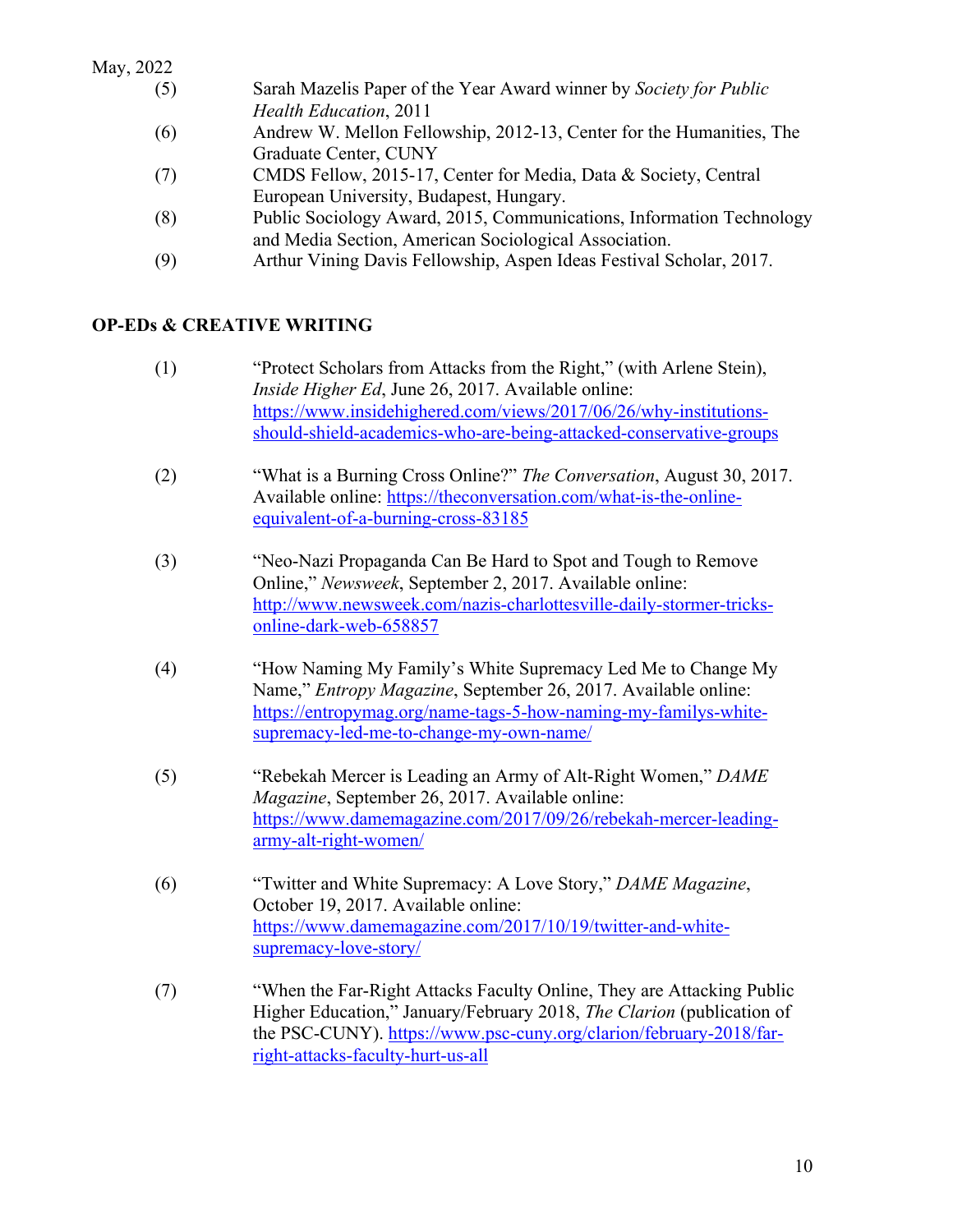(5) Sarah Mazelis Paper of the Year Award winner by *Society for Public Health Education*, 2011

(6) Andrew W. Mellon Fellowship, 2012-13, Center for the Humanities, The Graduate Center, CUNY

(7) CMDS Fellow, 2015-17, Center for Media, Data & Society, Central European University, Budapest, Hungary.

(8) Public Sociology Award, 2015, Communications, Information Technology and Media Section, American Sociological Association.

(9) Arthur Vining Davis Fellowship, Aspen Ideas Festival Scholar, 2017.

## OP-EDs & CREATIVE WRITING

(1) "Protect Scholars from Attacks from the Right," (with Arlene Stein), *Inside Higher Ed*, June 26, 2017. Available online: https://www.insidehighered.com/views/2017/06/26/why-institutions-should-shield-academics-who-are-being-attacked-conservative-groups

(2) "What is a Burning Cross Online?" *The Conversation*, August 30, 2017. Available online: https://theconversation.com/what-is-the-online-equivalent-of-a-burning-cross-83185

(3) "Neo-Nazi Propaganda Can Be Hard to Spot and Tough to Remove Online," *Newsweek*, September 2, 2017. Available online: http://www.newsweek.com/nazis-charlottesville-daily-stormer-tricks-online-dark-web-658857

(4) "How Naming My Family's White Supremacy Led Me to Change My Name," *Entropy Magazine*, September 26, 2017. Available online: https://entropymag.org/name-tags-5-how-naming-my-familys-white-supremacy-led-me-to-change-my-own-name/

(5) "Rebekah Mercer is Leading an Army of Alt-Right Women," *DAME Magazine*, September 26, 2017. Available online: https://www.damemagazine.com/2017/09/26/rebekah-mercer-leading-army-alt-right-women/

(6) "Twitter and White Supremacy: A Love Story," *DAME Magazine*, October 19, 2017. Available online: https://www.damemagazine.com/2017/10/19/twitter-and-white-supremacy-love-story/

(7) "When the Far-Right Attacks Faculty Online, They are Attacking Public Higher Education," January/February 2018, *The Clarion* (publication of the PSC-CUNY). https://www.psc-cuny.org/clarion/february-2018/far-right-attacks-faculty-hurt-us-all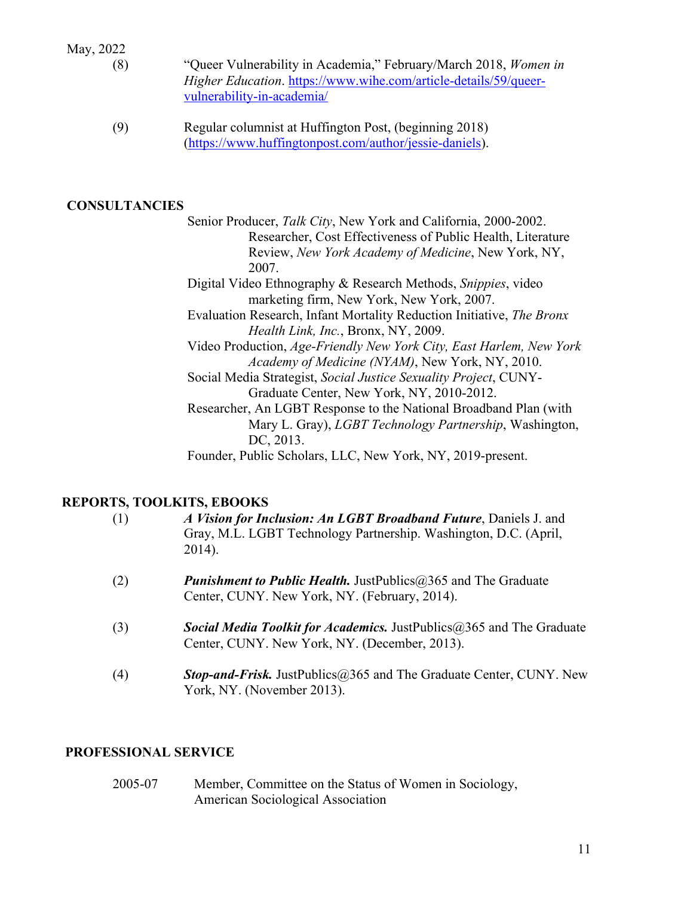May, 2022

(8) "Queer Vulnerability in Academia," February/March 2018, *Women in Higher Education*. https://www.wihe.com/article-details/59/queer-vulnerability-in-academia/

(9) Regular columnist at Huffington Post, (beginning 2018) (https://www.huffingtonpost.com/author/jessie-daniels).

## CONSULTANCIES

Senior Producer, *Talk City*, New York and California, 2000-2002.

Researcher, Cost Effectiveness of Public Health, Literature Review, *New York Academy of Medicine*, New York, NY, 2007.

Digital Video Ethnography & Research Methods, *Snippies*, video marketing firm, New York, New York, 2007.

Evaluation Research, Infant Mortality Reduction Initiative, *The Bronx Health Link, Inc.*, Bronx, NY, 2009.

Video Production, *Age-Friendly New York City, East Harlem, New York Academy of Medicine (NYAM)*, New York, NY, 2010.

Social Media Strategist, *Social Justice Sexuality Project*, CUNY-Graduate Center, New York, NY, 2010-2012.

Researcher, An LGBT Response to the National Broadband Plan (with Mary L. Gray), *LGBT Technology Partnership*, Washington, DC, 2013.

Founder, Public Scholars, LLC, New York, NY, 2019-present.

## REPORTS, TOOLKITS, EBOOKS

(1) ***A Vision for Inclusion: An LGBT Broadband Future***, Daniels J. and Gray, M.L. LGBT Technology Partnership. Washington, D.C. (April, 2014).

(2) ***Punishment to Public Health.*** JustPublics@365 and The Graduate Center, CUNY. New York, NY. (February, 2014).

(3) ***Social Media Toolkit for Academics.*** JustPublics@365 and The Graduate Center, CUNY. New York, NY. (December, 2013).

(4) ***Stop-and-Frisk.*** JustPublics@365 and The Graduate Center, CUNY. New York, NY. (November 2013).

## PROFESSIONAL SERVICE

2005-07 Member, Committee on the Status of Women in Sociology, American Sociological Association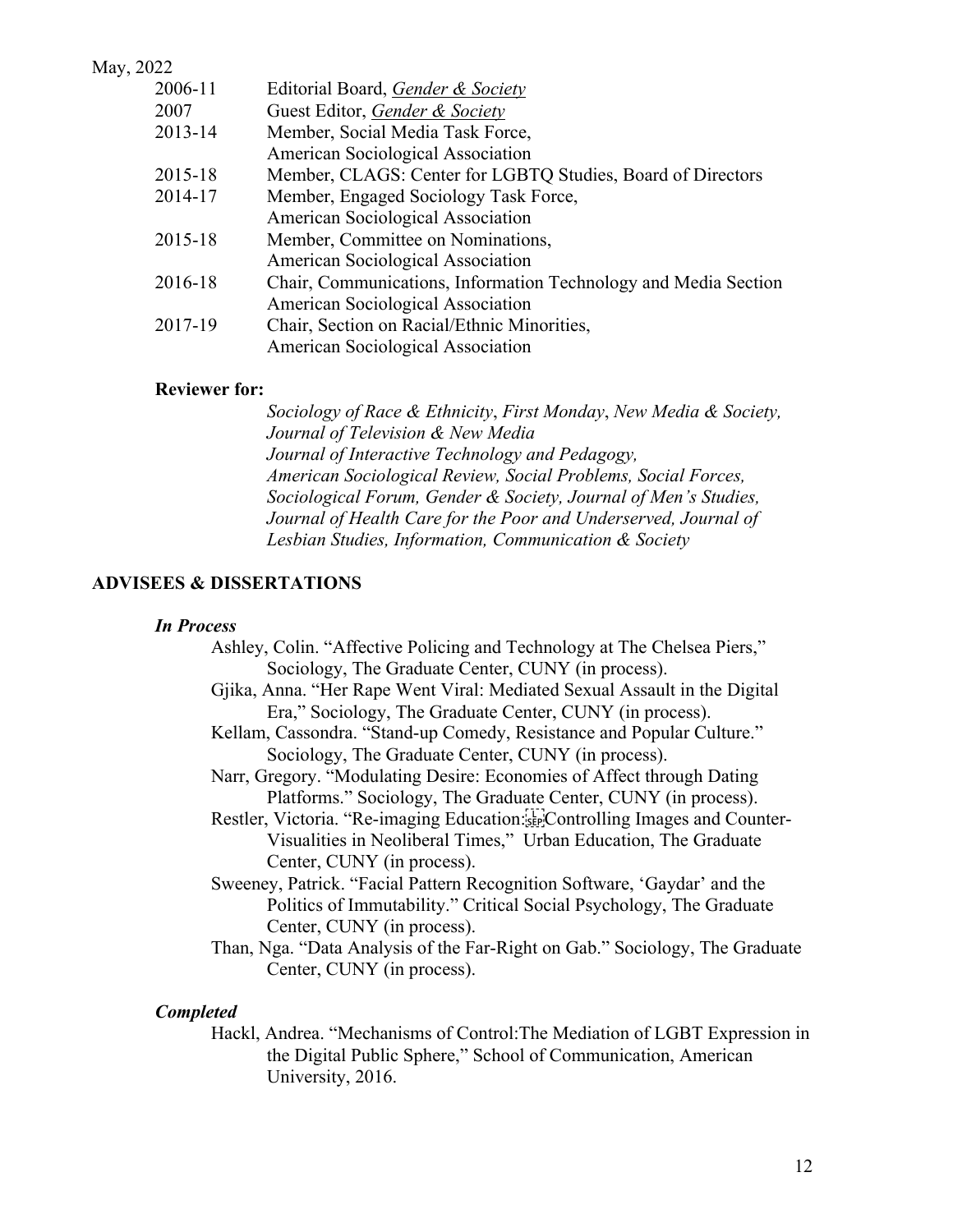| | |
|---|---|
| 2006-11 | Editorial Board, *Gender & Society* |
| 2007 | Guest Editor, *Gender & Society* |
| 2013-14 | Member, Social Media Task Force, American Sociological Association |
| 2015-18 | Member, CLAGS: Center for LGBTQ Studies, Board of Directors |
| 2014-17 | Member, Engaged Sociology Task Force, American Sociological Association |
| 2015-18 | Member, Committee on Nominations, American Sociological Association |
| 2016-18 | Chair, Communications, Information Technology and Media Section American Sociological Association |
| 2017-19 | Chair, Section on Racial/Ethnic Minorities, American Sociological Association |

**Reviewer for:**

*Sociology of Race & Ethnicity*, *First Monday*, *New Media & Society, Journal of Television & New Media Journal of Interactive Technology and Pedagogy, American Sociological Review, Social Problems, Social Forces, Sociological Forum, Gender & Society, Journal of Men's Studies, Journal of Health Care for the Poor and Underserved, Journal of Lesbian Studies, Information, Communication & Society*

## ADVISEES & DISSERTATIONS

### *In Process*

Ashley, Colin. "Affective Policing and Technology at The Chelsea Piers," Sociology, The Graduate Center, CUNY (in process).

Gjika, Anna. "Her Rape Went Viral: Mediated Sexual Assault in the Digital Era," Sociology, The Graduate Center, CUNY (in process).

Kellam, Cassondra. "Stand-up Comedy, Resistance and Popular Culture." Sociology, The Graduate Center, CUNY (in process).

Narr, Gregory. "Modulating Desire: Economies of Affect through Dating Platforms." Sociology, The Graduate Center, CUNY (in process).

Restler, Victoria. "Re-imaging Education: Controlling Images and Counter-Visualities in Neoliberal Times," Urban Education, The Graduate Center, CUNY (in process).

Sweeney, Patrick. "Facial Pattern Recognition Software, 'Gaydar' and the Politics of Immutability." Critical Social Psychology, The Graduate Center, CUNY (in process).

Than, Nga. "Data Analysis of the Far-Right on Gab." Sociology, The Graduate Center, CUNY (in process).

### *Completed*

Hackl, Andrea. "Mechanisms of Control:The Mediation of LGBT Expression in the Digital Public Sphere," School of Communication, American University, 2016.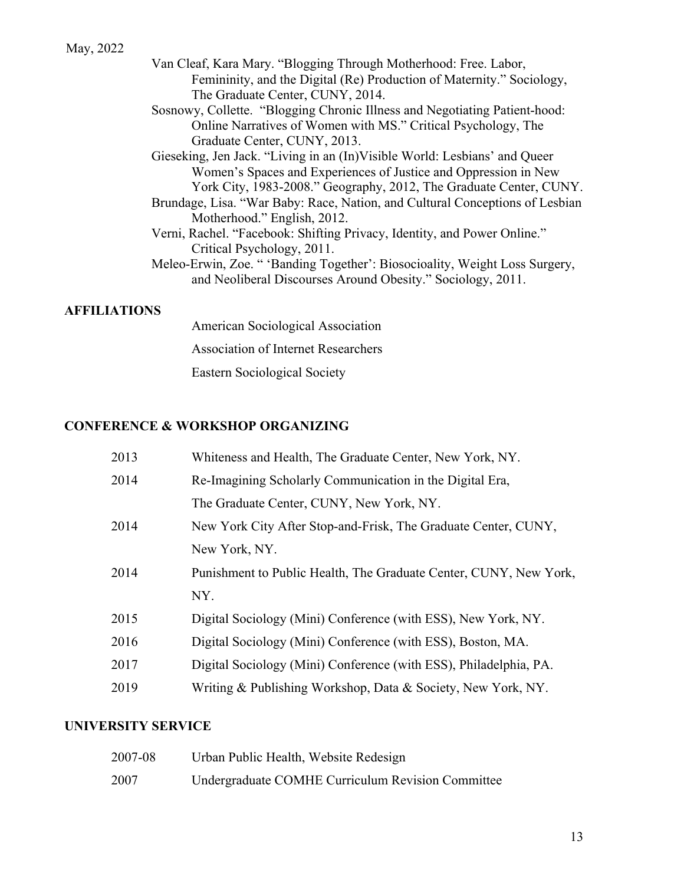Van Cleaf, Kara Mary. "Blogging Through Motherhood: Free. Labor, Femininity, and the Digital (Re) Production of Maternity." Sociology, The Graduate Center, CUNY, 2014.

Sosnowy, Collette. "Blogging Chronic Illness and Negotiating Patient-hood: Online Narratives of Women with MS." Critical Psychology, The Graduate Center, CUNY, 2013.

Gieseking, Jen Jack. "Living in an (In)Visible World: Lesbians' and Queer Women's Spaces and Experiences of Justice and Oppression in New York City, 1983-2008." Geography, 2012, The Graduate Center, CUNY.

Brundage, Lisa. "War Baby: Race, Nation, and Cultural Conceptions of Lesbian Motherhood." English, 2012.

Verni, Rachel. "Facebook: Shifting Privacy, Identity, and Power Online." Critical Psychology, 2011.

Meleo-Erwin, Zoe. " 'Banding Together': Biosocioality, Weight Loss Surgery, and Neoliberal Discourses Around Obesity." Sociology, 2011.

## AFFILIATIONS

American Sociological Association

Association of Internet Researchers

Eastern Sociological Society

## CONFERENCE & WORKSHOP ORGANIZING

| | |
|---|---|
| 2013 | Whiteness and Health, The Graduate Center, New York, NY. |
| 2014 | Re-Imagining Scholarly Communication in the Digital Era, The Graduate Center, CUNY, New York, NY. |
| 2014 | New York City After Stop-and-Frisk, The Graduate Center, CUNY, New York, NY. |
| 2014 | Punishment to Public Health, The Graduate Center, CUNY, New York, NY. |
| 2015 | Digital Sociology (Mini) Conference (with ESS), New York, NY. |
| 2016 | Digital Sociology (Mini) Conference (with ESS), Boston, MA. |
| 2017 | Digital Sociology (Mini) Conference (with ESS), Philadelphia, PA. |
| 2019 | Writing & Publishing Workshop, Data & Society, New York, NY. |

## UNIVERSITY SERVICE

| | |
|---|---|
| 2007-08 | Urban Public Health, Website Redesign |
| 2007 | Undergraduate COMHE Curriculum Revision Committee |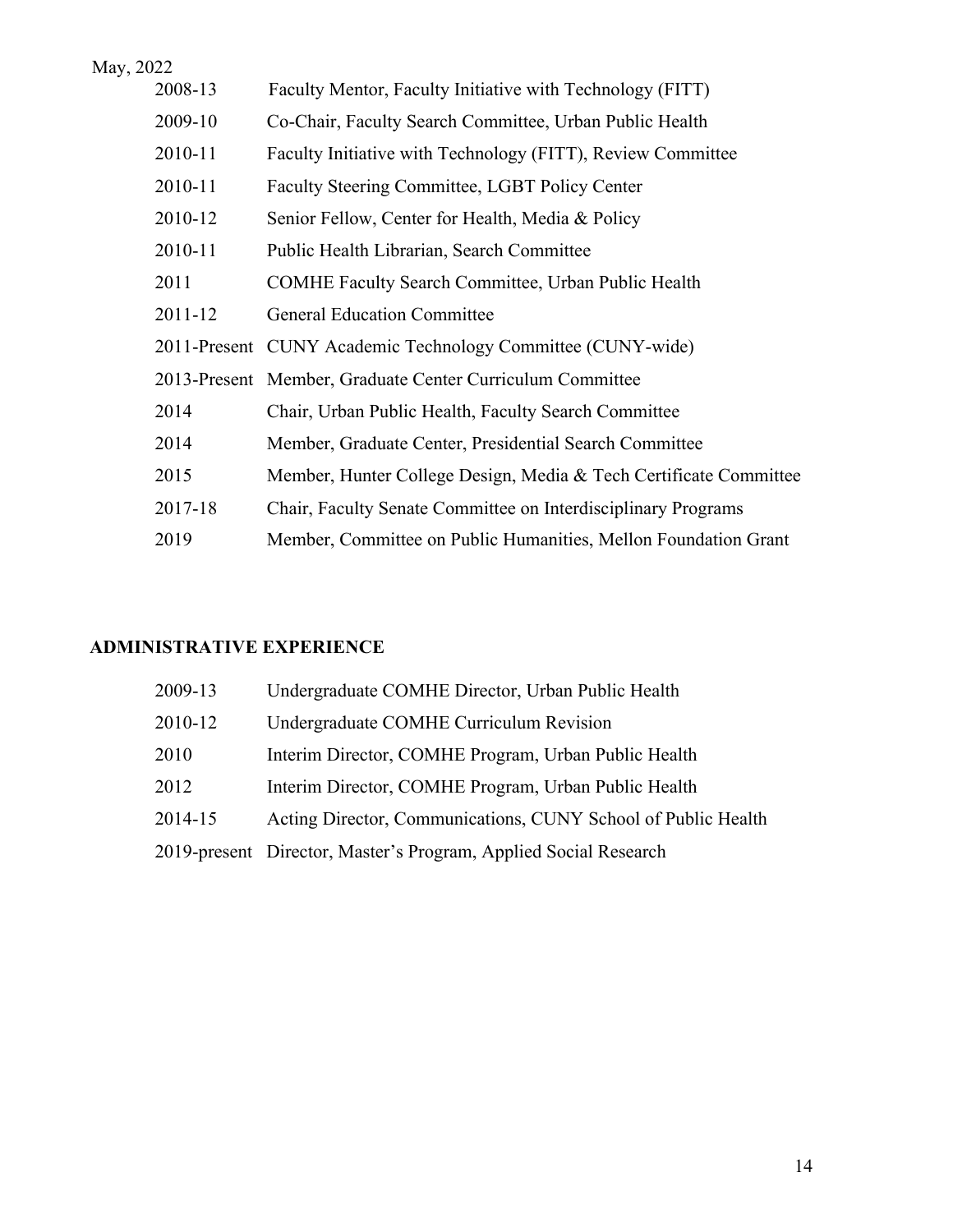2008-13 Faculty Mentor, Faculty Initiative with Technology (FITT)

2009-10 Co-Chair, Faculty Search Committee, Urban Public Health

2010-11 Faculty Initiative with Technology (FITT), Review Committee

2010-11 Faculty Steering Committee, LGBT Policy Center

2010-12 Senior Fellow, Center for Health, Media & Policy

2010-11 Public Health Librarian, Search Committee

2011 COMHE Faculty Search Committee, Urban Public Health

2011-12 General Education Committee

2011-Present CUNY Academic Technology Committee (CUNY-wide)

2013-Present Member, Graduate Center Curriculum Committee

2014 Chair, Urban Public Health, Faculty Search Committee

2014 Member, Graduate Center, Presidential Search Committee

2015 Member, Hunter College Design, Media & Tech Certificate Committee

2017-18 Chair, Faculty Senate Committee on Interdisciplinary Programs

2019 Member, Committee on Public Humanities, Mellon Foundation Grant

## ADMINISTRATIVE EXPERIENCE

2009-13 Undergraduate COMHE Director, Urban Public Health

2010-12 Undergraduate COMHE Curriculum Revision

2010 Interim Director, COMHE Program, Urban Public Health

2012 Interim Director, COMHE Program, Urban Public Health

2014-15 Acting Director, Communications, CUNY School of Public Health

2019-present Director, Master's Program, Applied Social Research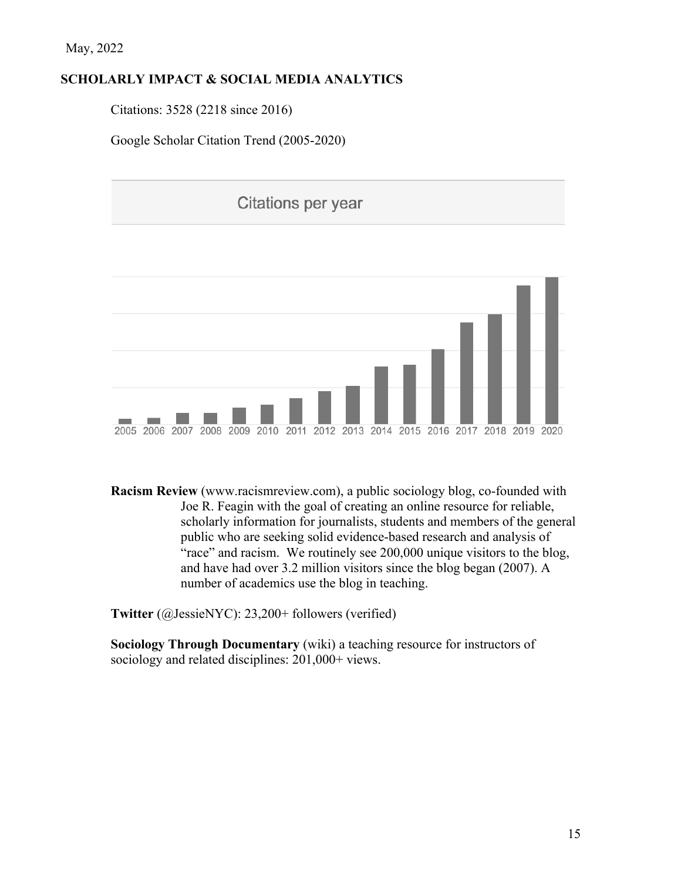May, 2022

**SCHOLARLY IMPACT & SOCIAL MEDIA ANALYTICS**

Citations: 3528 (2218 since 2016)

Google Scholar Citation Trend (2005-2020)

Citations per year

2005 2006 2007 2008 2009 2010 2011 2012 2013 2014 2015 2016 2017 2018 2019 2020

**Racism Review** (www.racismreview.com), a public sociology blog, co-founded with Joe R. Feagin with the goal of creating an online resource for reliable, scholarly information for journalists, students and members of the general public who are seeking solid evidence-based research and analysis of "race" and racism. We routinely see 200,000 unique visitors to the blog, and have had over 3.2 million visitors since the blog began (2007). A number of academics use the blog in teaching.

**Twitter** (@JessieNYC): 23,200+ followers (verified)

**Sociology Through Documentary** (wiki) a teaching resource for instructors of sociology and related disciplines: 201,000+ views.